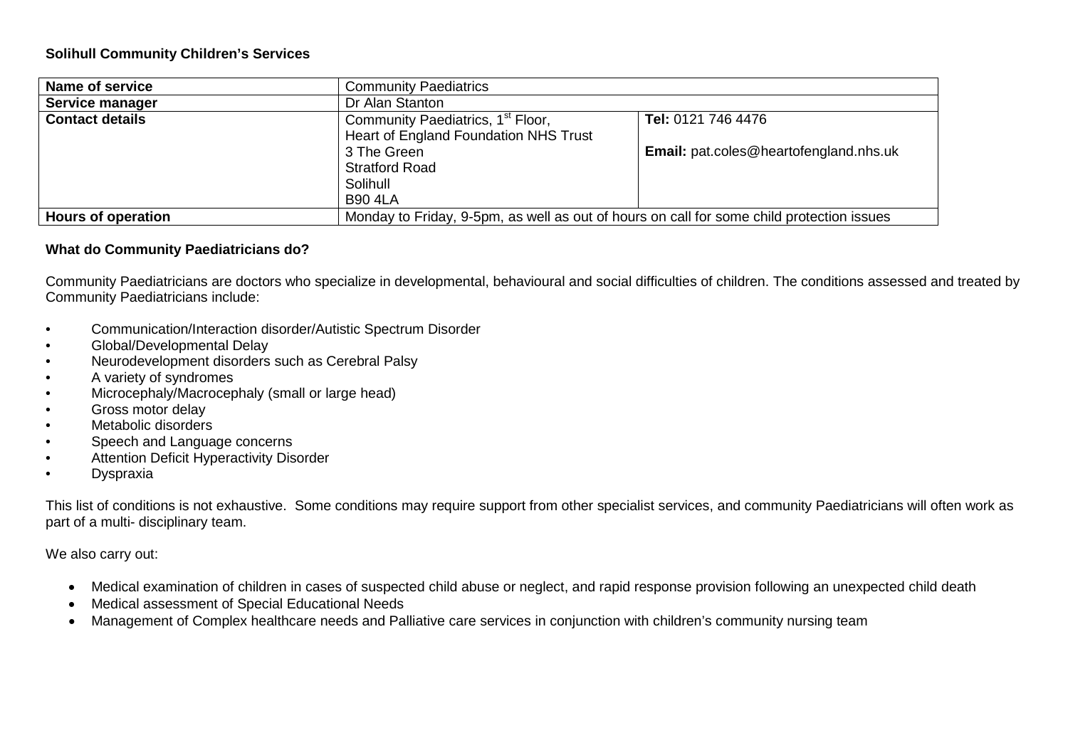**Solihull Community Children's Services**

| **Name of service** | Community Paediatrics | |
|---|---|---|
| **Service manager** | Dr Alan Stanton | |
| **Contact details** | Community Paediatrics, 1st Floor,<br>Heart of England Foundation NHS Trust<br>3 The Green<br>Stratford Road<br>Solihull<br>B90 4LA | **Tel:** 0121 746 4476<br><br>**Email:** pat.coles@heartofengland.nhs.uk |
| **Hours of operation** | Monday to Friday, 9-5pm, as well as out of hours on call for some child protection issues | |

**What do Community Paediatricians do?**

Community Paediatricians are doctors who specialize in developmental, behavioural and social difficulties of children. The conditions assessed and treated by Community Paediatricians include:

- Communication/Interaction disorder/Autistic Spectrum Disorder
- Global/Developmental Delay
- Neurodevelopment disorders such as Cerebral Palsy
- A variety of syndromes
- Microcephaly/Macrocephaly (small or large head)
- Gross motor delay
- Metabolic disorders
- Speech and Language concerns
- Attention Deficit Hyperactivity Disorder
- Dyspraxia

This list of conditions is not exhaustive. Some conditions may require support from other specialist services, and community Paediatricians will often work as part of a multi- disciplinary team.

We also carry out:

- Medical examination of children in cases of suspected child abuse or neglect, and rapid response provision following an unexpected child death
- Medical assessment of Special Educational Needs
- Management of Complex healthcare needs and Palliative care services in conjunction with children's community nursing team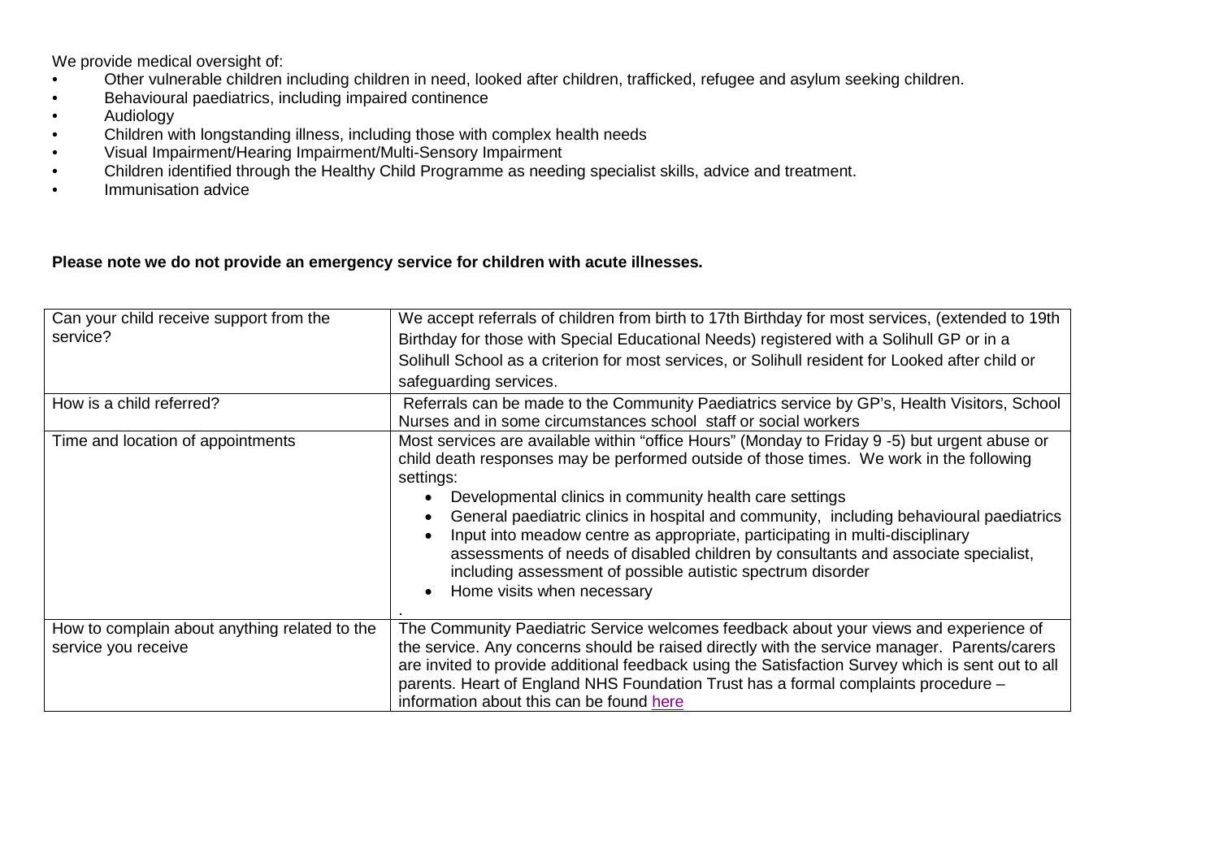We provide medical oversight of:

- Other vulnerable children including children in need, looked after children, trafficked, refugee and asylum seeking children.
- Behavioural paediatrics, including impaired continence
- Audiology
- Children with longstanding illness, including those with complex health needs
- Visual Impairment/Hearing Impairment/Multi-Sensory Impairment
- Children identified through the Healthy Child Programme as needing specialist skills, advice and treatment.
- Immunisation advice

**Please note we do not provide an emergency service for children with acute illnesses.**

| | |
|---|---|
| Can your child receive support from the service? | We accept referrals of children from birth to 17th Birthday for most services, (extended to 19th Birthday for those with Special Educational Needs) registered with a Solihull GP or in a Solihull School as a criterion for most services, or Solihull resident for Looked after child or safeguarding services. |
| How is a child referred? | Referrals can be made to the Community Paediatrics service by GP's, Health Visitors, School Nurses and in some circumstances school staff or social workers |
| Time and location of appointments | Most services are available within "office Hours" (Monday to Friday 9 -5) but urgent abuse or child death responses may be performed outside of those times. We work in the following settings:<br>• Developmental clinics in community health care settings<br>• General paediatric clinics in hospital and community, including behavioural paediatrics<br>• Input into meadow centre as appropriate, participating in multi-disciplinary assessments of needs of disabled children by consultants and associate specialist, including assessment of possible autistic spectrum disorder<br>• Home visits when necessary<br>. |
| How to complain about anything related to the service you receive | The Community Paediatric Service welcomes feedback about your views and experience of the service. Any concerns should be raised directly with the service manager. Parents/carers are invited to provide additional feedback using the Satisfaction Survey which is sent out to all parents. Heart of England NHS Foundation Trust has a formal complaints procedure – information about this can be found here |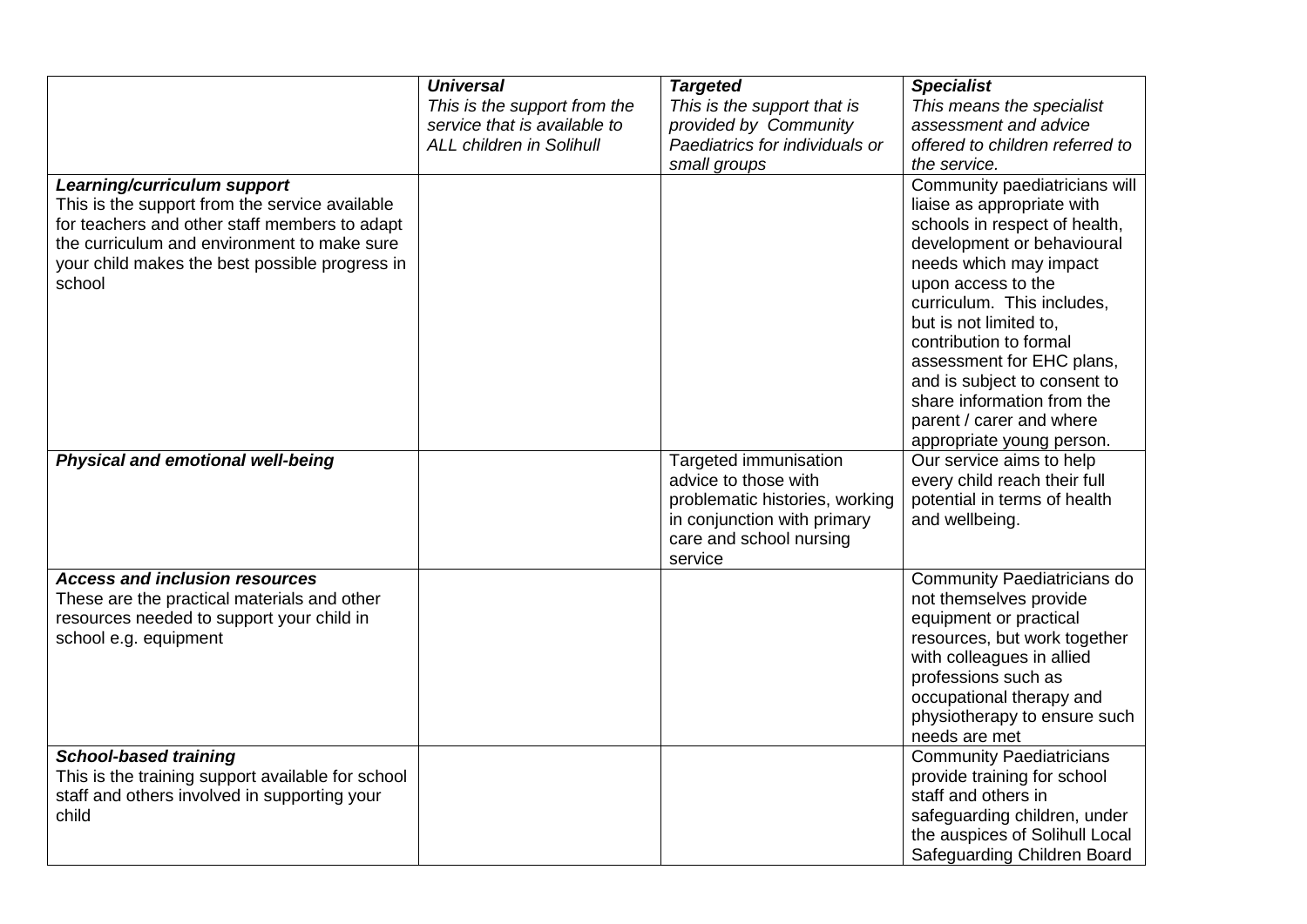| | ***Universal***<br>*This is the support from the service that is available to ALL children in Solihull* | ***Targeted***<br>*This is the support that is provided by Community Paediatrics for individuals or small groups* | ***Specialist***<br>*This means the specialist assessment and advice offered to children referred to the service.* |
|---|---|---|---|
| ***Learning/curriculum support***<br>This is the support from the service available for teachers and other staff members to adapt the curriculum and environment to make sure your child makes the best possible progress in school | | | Community paediatricians will liaise as appropriate with schools in respect of health, development or behavioural needs which may impact upon access to the curriculum. This includes, but is not limited to, contribution to formal assessment for EHC plans, and is subject to consent to share information from the parent / carer and where appropriate young person. |
| ***Physical and emotional well-being*** | | Targeted immunisation advice to those with problematic histories, working in conjunction with primary care and school nursing service | Our service aims to help every child reach their full potential in terms of health and wellbeing. |
| ***Access and inclusion resources***<br>These are the practical materials and other resources needed to support your child in school e.g. equipment | | | Community Paediatricians do not themselves provide equipment or practical resources, but work together with colleagues in allied professions such as occupational therapy and physiotherapy to ensure such needs are met |
| ***School-based training***<br>This is the training support available for school staff and others involved in supporting your child | | | Community Paediatricians provide training for school staff and others in safeguarding children, under the auspices of Solihull Local Safeguarding Children Board |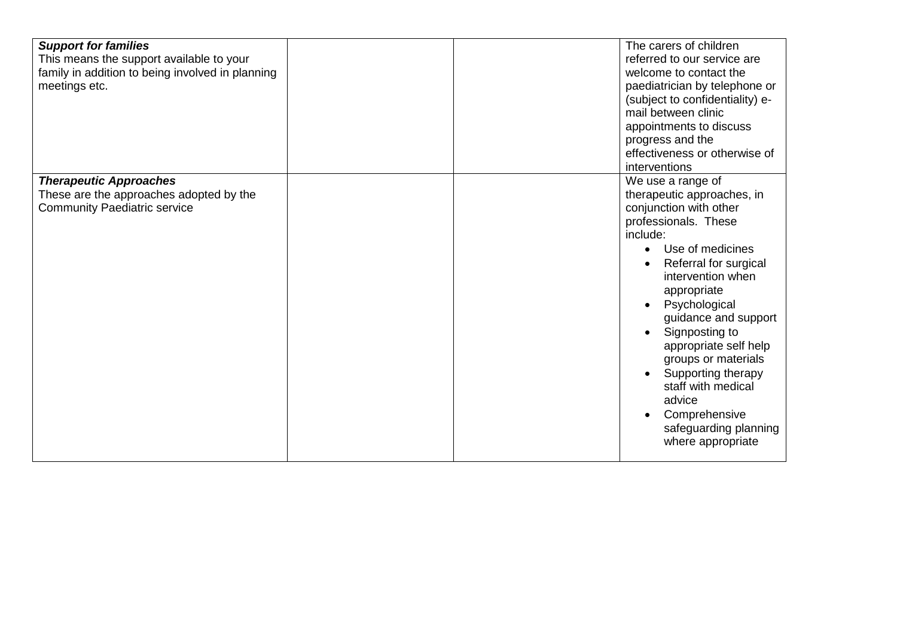| | | | |
|---|---|---|---|
| ***Support for families***<br>This means the support available to your family in addition to being involved in planning meetings etc. | | | The carers of children referred to our service are welcome to contact the paediatrician by telephone or (subject to confidentiality) e-mail between clinic appointments to discuss progress and the effectiveness or otherwise of interventions |
| ***Therapeutic Approaches***<br>These are the approaches adopted by the Community Paediatric service | | | We use a range of therapeutic approaches, in conjunction with other professionals. These include:<br>• Use of medicines<br>• Referral for surgical intervention when appropriate<br>• Psychological guidance and support<br>• Signposting to appropriate self help groups or materials<br>• Supporting therapy staff with medical advice<br>• Comprehensive safeguarding planning where appropriate |